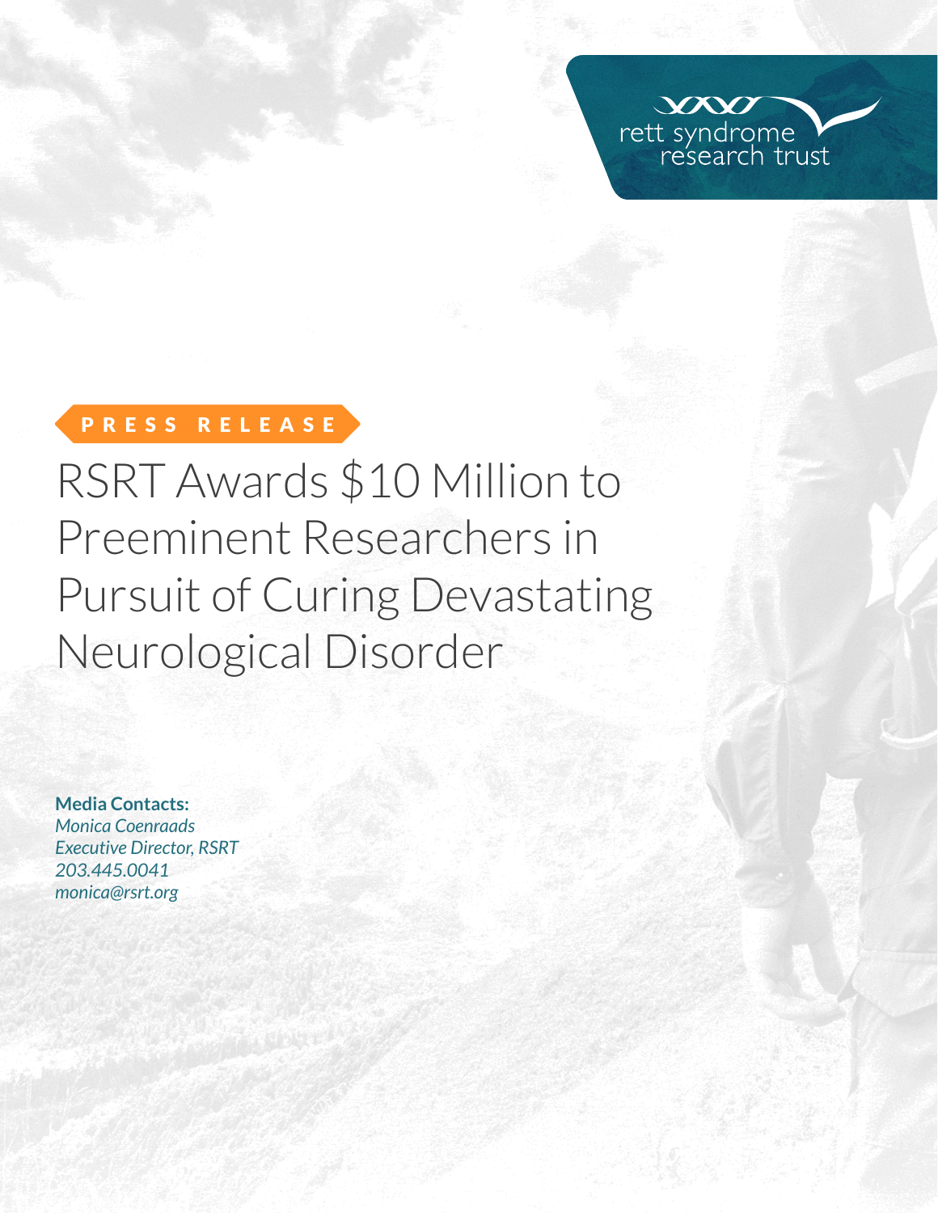rett syndrome research trust

PRESS RELEASE

# RSRT Awards $10 Million to Preeminent Researchers in Pursuit of Curing Devastating Neurological Disorder

**Media Contacts:**
*Monica Coenraads*
*Executive Director, RSRT*
*203.445.0041*
*monica@rsrt.org*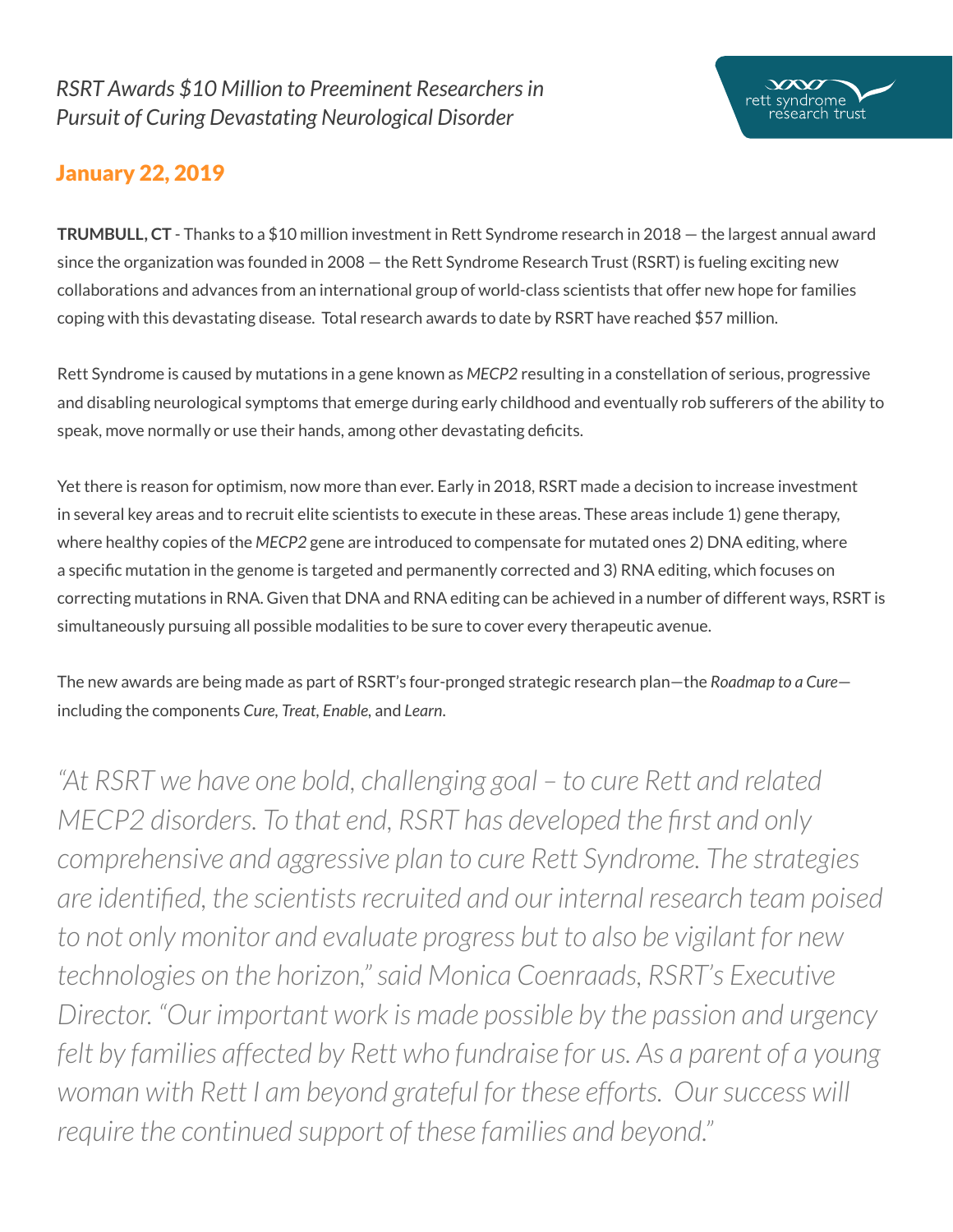*RSRT Awards $10 Million to Preeminent Researchers in Pursuit of Curing Devastating Neurological Disorder*

## January 22, 2019

**TRUMBULL, CT** - Thanks to a $10 million investment in Rett Syndrome research in 2018 — the largest annual award since the organization was founded in 2008 — the Rett Syndrome Research Trust (RSRT) is fueling exciting new collaborations and advances from an international group of world-class scientists that offer new hope for families coping with this devastating disease. Total research awards to date by RSRT have reached $57 million.

Rett Syndrome is caused by mutations in a gene known as *MECP2* resulting in a constellation of serious, progressive and disabling neurological symptoms that emerge during early childhood and eventually rob sufferers of the ability to speak, move normally or use their hands, among other devastating deficits.

Yet there is reason for optimism, now more than ever. Early in 2018, RSRT made a decision to increase investment in several key areas and to recruit elite scientists to execute in these areas. These areas include 1) gene therapy, where healthy copies of the *MECP2* gene are introduced to compensate for mutated ones 2) DNA editing, where a specific mutation in the genome is targeted and permanently corrected and 3) RNA editing, which focuses on correcting mutations in RNA. Given that DNA and RNA editing can be achieved in a number of different ways, RSRT is simultaneously pursuing all possible modalities to be sure to cover every therapeutic avenue.

The new awards are being made as part of RSRT's four-pronged strategic research plan—the *Roadmap to a Cure*—including the components *Cure, Treat, Enable,* and *Learn*.

*"At RSRT we have one bold, challenging goal – to cure Rett and related MECP2 disorders. To that end, RSRT has developed the first and only comprehensive and aggressive plan to cure Rett Syndrome. The strategies are identified, the scientists recruited and our internal research team poised to not only monitor and evaluate progress but to also be vigilant for new technologies on the horizon," said Monica Coenraads, RSRT's Executive Director. "Our important work is made possible by the passion and urgency felt by families affected by Rett who fundraise for us. As a parent of a young woman with Rett I am beyond grateful for these efforts. Our success will require the continued support of these families and beyond."*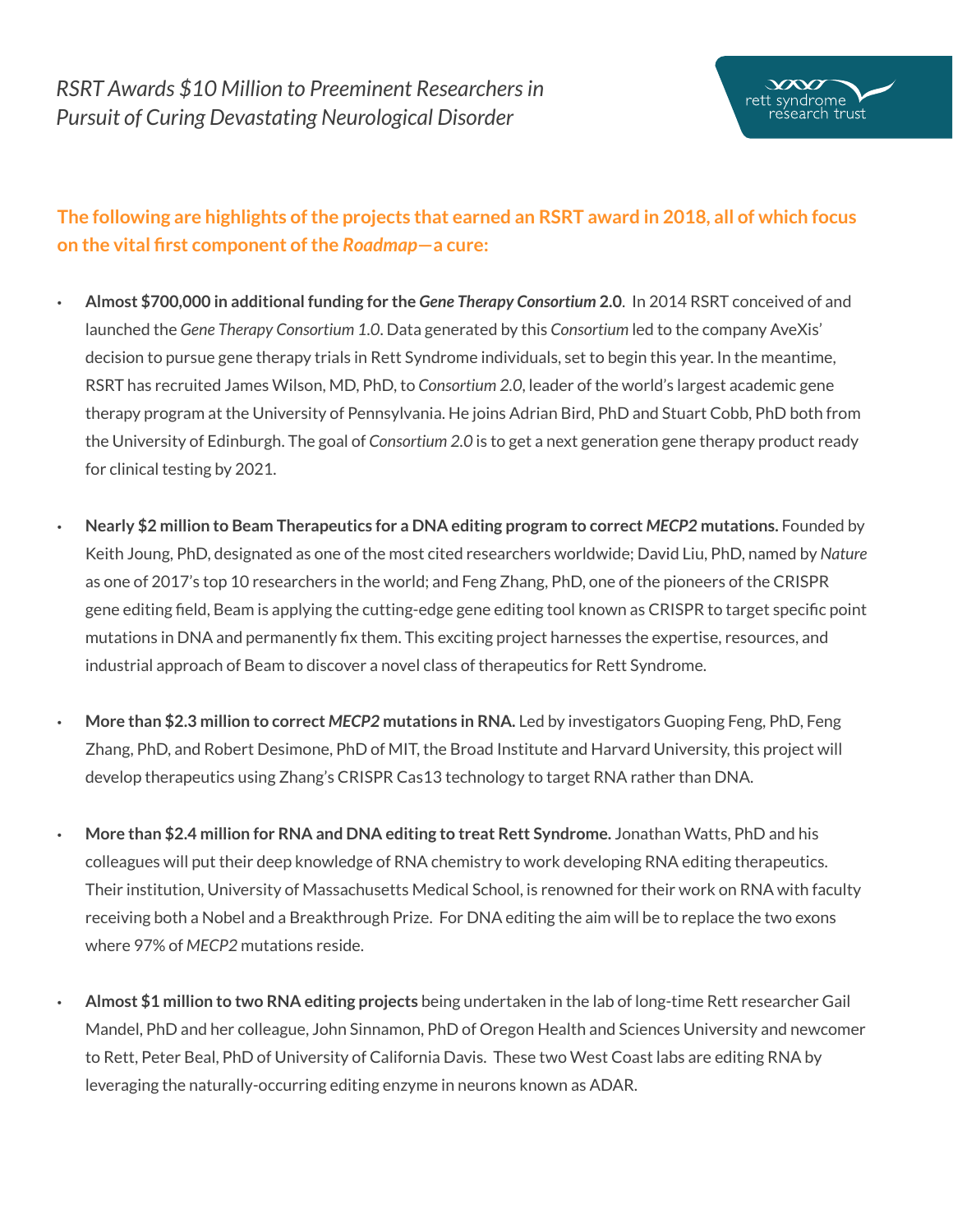*RSRT Awards $10 Million to Preeminent Researchers in Pursuit of Curing Devastating Neurological Disorder*

**The following are highlights of the projects that earned an RSRT award in 2018, all of which focus on the vital first component of the *Roadmap*—a cure:**

- **Almost $700,000 in additional funding for the *Gene Therapy Consortium* 2.0**. In 2014 RSRT conceived of and launched the *Gene Therapy Consortium 1.0*. Data generated by this *Consortium* led to the company AveXis' decision to pursue gene therapy trials in Rett Syndrome individuals, set to begin this year. In the meantime, RSRT has recruited James Wilson, MD, PhD, to *Consortium 2.0*, leader of the world's largest academic gene therapy program at the University of Pennsylvania. He joins Adrian Bird, PhD and Stuart Cobb, PhD both from the University of Edinburgh. The goal of *Consortium 2.0* is to get a next generation gene therapy product ready for clinical testing by 2021.

- **Nearly $2 million to Beam Therapeutics for a DNA editing program to correct *MECP2* mutations.** Founded by Keith Joung, PhD, designated as one of the most cited researchers worldwide; David Liu, PhD, named by *Nature* as one of 2017's top 10 researchers in the world; and Feng Zhang, PhD, one of the pioneers of the CRISPR gene editing field, Beam is applying the cutting-edge gene editing tool known as CRISPR to target specific point mutations in DNA and permanently fix them. This exciting project harnesses the expertise, resources, and industrial approach of Beam to discover a novel class of therapeutics for Rett Syndrome.

- **More than $2.3 million to correct *MECP2* mutations in RNA.** Led by investigators Guoping Feng, PhD, Feng Zhang, PhD, and Robert Desimone, PhD of MIT, the Broad Institute and Harvard University, this project will develop therapeutics using Zhang's CRISPR Cas13 technology to target RNA rather than DNA.

- **More than $2.4 million for RNA and DNA editing to treat Rett Syndrome.** Jonathan Watts, PhD and his colleagues will put their deep knowledge of RNA chemistry to work developing RNA editing therapeutics. Their institution, University of Massachusetts Medical School, is renowned for their work on RNA with faculty receiving both a Nobel and a Breakthrough Prize. For DNA editing the aim will be to replace the two exons where 97% of *MECP2* mutations reside.

- **Almost $1 million to two RNA editing projects** being undertaken in the lab of long-time Rett researcher Gail Mandel, PhD and her colleague, John Sinnamon, PhD of Oregon Health and Sciences University and newcomer to Rett, Peter Beal, PhD of University of California Davis. These two West Coast labs are editing RNA by leveraging the naturally-occurring editing enzyme in neurons known as ADAR.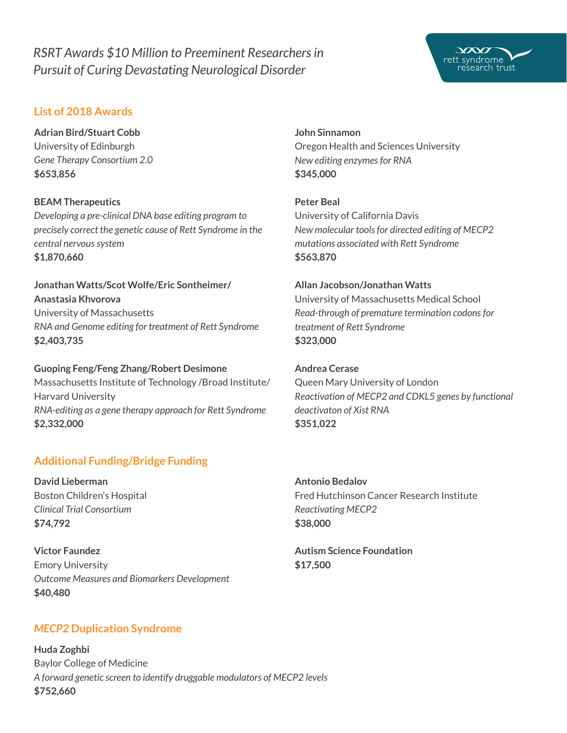*RSRT Awards $10 Million to Preeminent Researchers in Pursuit of Curing Devastating Neurological Disorder*

rett syndrome research trust

## List of 2018 Awards

**Adrian Bird/Stuart Cobb**
University of Edinburgh
*Gene Therapy Consortium 2.0*
**$653,856**

**BEAM Therapeutics**
*Developing a pre-clinical DNA base editing program to precisely correct the genetic cause of Rett Syndrome in the central nervous system*
**$1,870,660**

**Jonathan Watts/Scot Wolfe/Eric Sontheimer/ Anastasia Khvorova**
University of Massachusetts
*RNA and Genome editing for treatment of Rett Syndrome*
**$2,403,735**

**Guoping Feng/Feng Zhang/Robert Desimone**
Massachusetts Institute of Technology /Broad Institute/ Harvard University
*RNA-editing as a gene therapy approach for Rett Syndrome*
**$2,332,000**

**John Sinnamon**
Oregon Health and Sciences University
*New editing enzymes for RNA*
**$345,000**

**Peter Beal**
University of California Davis
*New molecular tools for directed editing of MECP2 mutations associated with Rett Syndrome*
**$563,870**

**Allan Jacobson/Jonathan Watts**
University of Massachusetts Medical School
*Read-through of premature termination codons for treatment of Rett Syndrome*
**$323,000**

**Andrea Cerase**
Queen Mary University of London
*Reactivation of MECP2 and CDKL5 genes by functional deactivaton of Xist RNA*
**$351,022**

## Additional Funding/Bridge Funding

**David Lieberman**
Boston Children's Hospital
*Clinical Trial Consortium*
**$74,792**

**Victor Faundez**
Emory University
*Outcome Measures and Biomarkers Development*
**$40,480**

**Antonio Bedalov**
Fred Hutchinson Cancer Research Institute
*Reactivating MECP2*
**$38,000**

**Autism Science Foundation**
**$17,500**

## *MECP2* Duplication Syndrome

**Huda Zoghbi**
Baylor College of Medicine
*A forward genetic screen to identify druggable modulators of MECP2 levels*
**$752,660**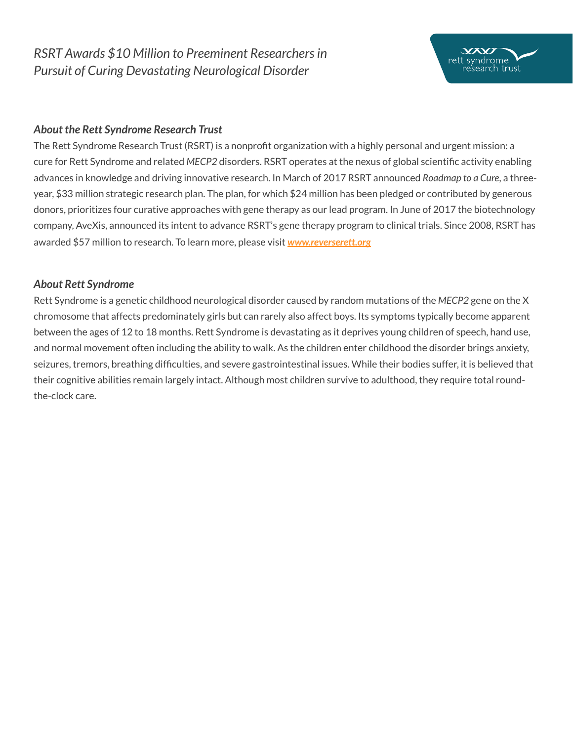*RSRT Awards $10 Million to Preeminent Researchers in Pursuit of Curing Devastating Neurological Disorder*

### *About the Rett Syndrome Research Trust*

The Rett Syndrome Research Trust (RSRT) is a nonprofit organization with a highly personal and urgent mission: a cure for Rett Syndrome and related *MECP2* disorders. RSRT operates at the nexus of global scientific activity enabling advances in knowledge and driving innovative research. In March of 2017 RSRT announced *Roadmap to a Cure*, a three-year, $33 million strategic research plan. The plan, for which $24 million has been pledged or contributed by generous donors, prioritizes four curative approaches with gene therapy as our lead program. In June of 2017 the biotechnology company, AveXis, announced its intent to advance RSRT's gene therapy program to clinical trials. Since 2008, RSRT has awarded $57 million to research. To learn more, please visit [***www.reverserett.org***](http://www.reverserett.org)

### *About Rett Syndrome*

Rett Syndrome is a genetic childhood neurological disorder caused by random mutations of the *MECP2* gene on the X chromosome that affects predominately girls but can rarely also affect boys. Its symptoms typically become apparent between the ages of 12 to 18 months. Rett Syndrome is devastating as it deprives young children of speech, hand use, and normal movement often including the ability to walk. As the children enter childhood the disorder brings anxiety, seizures, tremors, breathing difficulties, and severe gastrointestinal issues. While their bodies suffer, it is believed that their cognitive abilities remain largely intact. Although most children survive to adulthood, they require total round-the-clock care.